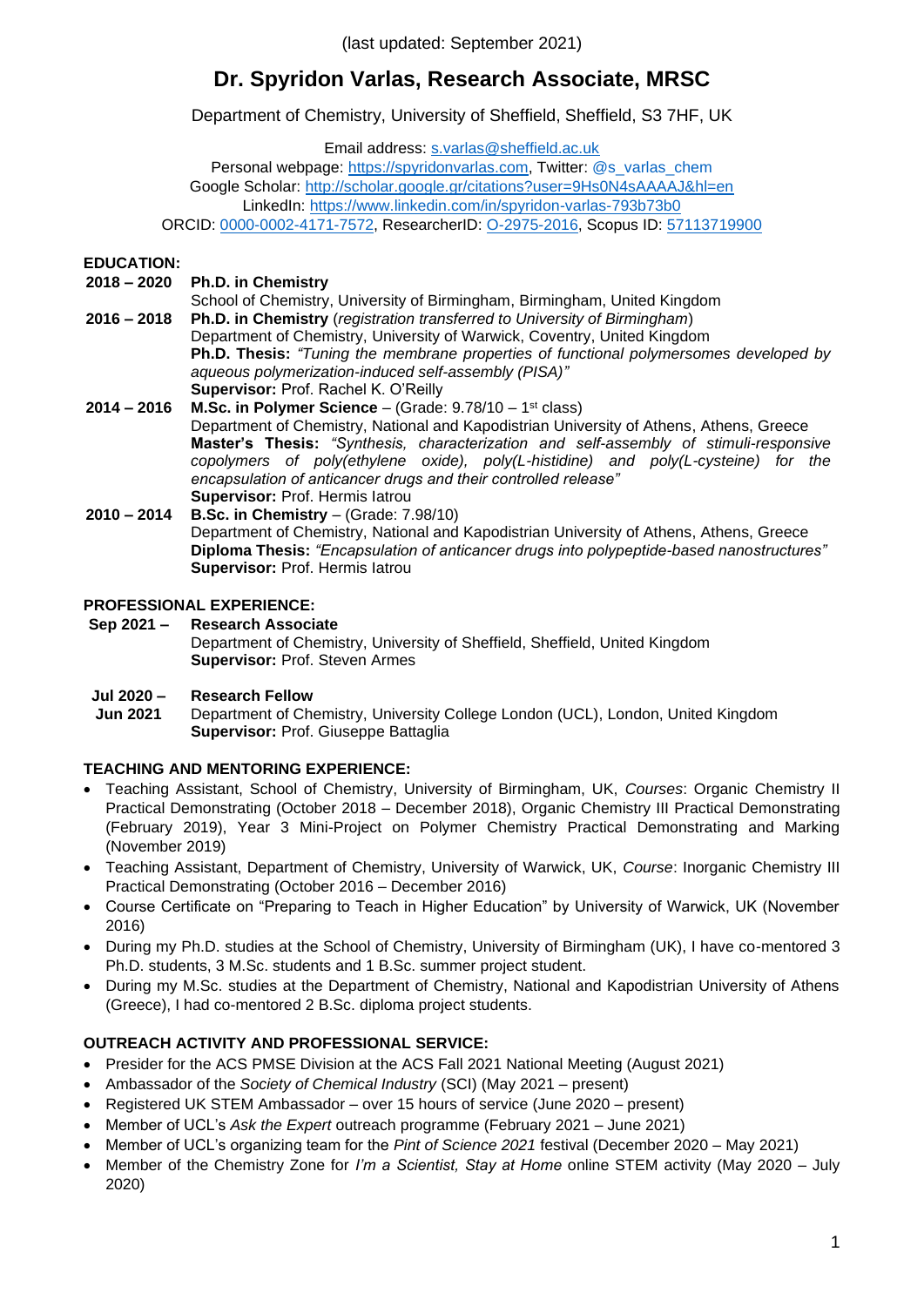(last updated: September 2021)

# Dr. Spyridon Varlas, Research Associate, MRSC

Department of Chemistry, University of Sheffield, Sheffield, S3 7HF, UK

Email address: s.varlas@sheffield.ac.uk
Personal webpage: https://spyridonvarlas.com, Twitter: @s_varlas_chem
Google Scholar: http://scholar.google.gr/citations?user=9Hs0N4sAAAAJ&hl=en
LinkedIn: https://www.linkedin.com/in/spyridon-varlas-793b73b0
ORCID: 0000-0002-4171-7572, ResearcherID: O-2975-2016, Scopus ID: 57113719900

## EDUCATION:

**2018 – 2020** **Ph.D. in Chemistry**
School of Chemistry, University of Birmingham, Birmingham, United Kingdom

**2016 – 2018** **Ph.D. in Chemistry** (*registration transferred to University of Birmingham*)
Department of Chemistry, University of Warwick, Coventry, United Kingdom
**Ph.D. Thesis:** *"Tuning the membrane properties of functional polymersomes developed by aqueous polymerization-induced self-assembly (PISA)"*
**Supervisor:** Prof. Rachel K. O'Reilly

**2014 – 2016** **M.Sc. in Polymer Science** – (Grade: 9.78/10 – 1st class)
Department of Chemistry, National and Kapodistrian University of Athens, Athens, Greece
**Master's Thesis:** *"Synthesis, characterization and self-assembly of stimuli-responsive copolymers of poly(ethylene oxide), poly(L-histidine) and poly(L-cysteine) for the encapsulation of anticancer drugs and their controlled release"*
**Supervisor:** Prof. Hermis Iatrou

**2010 – 2014** **B.Sc. in Chemistry** – (Grade: 7.98/10)
Department of Chemistry, National and Kapodistrian University of Athens, Athens, Greece
**Diploma Thesis:** *"Encapsulation of anticancer drugs into polypeptide-based nanostructures"*
**Supervisor:** Prof. Hermis Iatrou

## PROFESSIONAL EXPERIENCE:

**Sep 2021 –** **Research Associate**
Department of Chemistry, University of Sheffield, Sheffield, United Kingdom
**Supervisor:** Prof. Steven Armes

**Jul 2020 – Jun 2021** **Research Fellow**
Department of Chemistry, University College London (UCL), London, United Kingdom
**Supervisor:** Prof. Giuseppe Battaglia

## TEACHING AND MENTORING EXPERIENCE:

- Teaching Assistant, School of Chemistry, University of Birmingham, UK, *Courses*: Organic Chemistry II Practical Demonstrating (October 2018 – December 2018), Organic Chemistry III Practical Demonstrating (February 2019), Year 3 Mini-Project on Polymer Chemistry Practical Demonstrating and Marking (November 2019)
- Teaching Assistant, Department of Chemistry, University of Warwick, UK, *Course*: Inorganic Chemistry III Practical Demonstrating (October 2016 – December 2016)
- Course Certificate on "Preparing to Teach in Higher Education" by University of Warwick, UK (November 2016)
- During my Ph.D. studies at the School of Chemistry, University of Birmingham (UK), I have co-mentored 3 Ph.D. students, 3 M.Sc. students and 1 B.Sc. summer project student.
- During my M.Sc. studies at the Department of Chemistry, National and Kapodistrian University of Athens (Greece), I had co-mentored 2 B.Sc. diploma project students.

## OUTREACH ACTIVITY AND PROFESSIONAL SERVICE:

- Presider for the ACS PMSE Division at the ACS Fall 2021 National Meeting (August 2021)
- Ambassador of the *Society of Chemical Industry* (SCI) (May 2021 – present)
- Registered UK STEM Ambassador – over 15 hours of service (June 2020 – present)
- Member of UCL's *Ask the Expert* outreach programme (February 2021 – June 2021)
- Member of UCL's organizing team for the *Pint of Science 2021* festival (December 2020 – May 2021)
- Member of the Chemistry Zone for *I'm a Scientist, Stay at Home* online STEM activity (May 2020 – July 2020)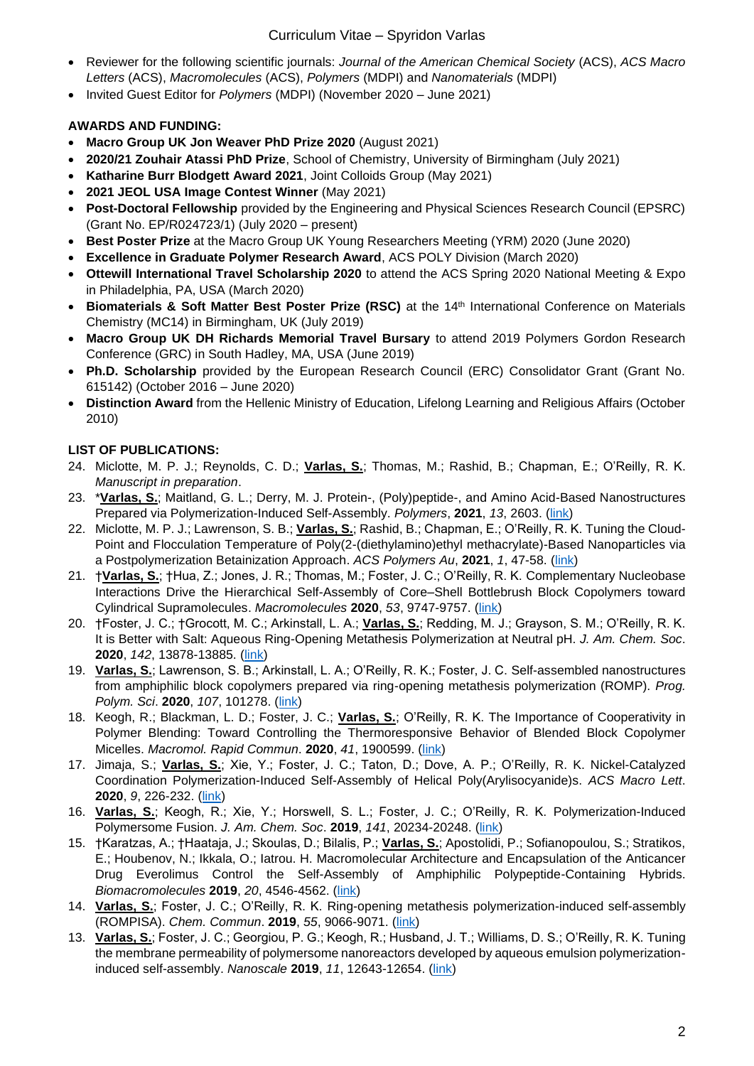- Reviewer for the following scientific journals: *Journal of the American Chemical Society* (ACS), *ACS Macro Letters* (ACS), *Macromolecules* (ACS), *Polymers* (MDPI) and *Nanomaterials* (MDPI)
- Invited Guest Editor for *Polymers* (MDPI) (November 2020 – June 2021)

**AWARDS AND FUNDING:**

- **Macro Group UK Jon Weaver PhD Prize 2020** (August 2021)
- **2020/21 Zouhair Atassi PhD Prize**, School of Chemistry, University of Birmingham (July 2021)
- **Katharine Burr Blodgett Award 2021**, Joint Colloids Group (May 2021)
- **2021 JEOL USA Image Contest Winner** (May 2021)
- **Post-Doctoral Fellowship** provided by the Engineering and Physical Sciences Research Council (EPSRC) (Grant No. EP/R024723/1) (July 2020 – present)
- **Best Poster Prize** at the Macro Group UK Young Researchers Meeting (YRM) 2020 (June 2020)
- **Excellence in Graduate Polymer Research Award**, ACS POLY Division (March 2020)
- **Ottewill International Travel Scholarship 2020** to attend the ACS Spring 2020 National Meeting & Expo in Philadelphia, PA, USA (March 2020)
- **Biomaterials & Soft Matter Best Poster Prize (RSC)** at the 14th International Conference on Materials Chemistry (MC14) in Birmingham, UK (July 2019)
- **Macro Group UK DH Richards Memorial Travel Bursary** to attend 2019 Polymers Gordon Research Conference (GRC) in South Hadley, MA, USA (June 2019)
- **Ph.D. Scholarship** provided by the European Research Council (ERC) Consolidator Grant (Grant No. 615142) (October 2016 – June 2020)
- **Distinction Award** from the Hellenic Ministry of Education, Lifelong Learning and Religious Affairs (October 2010)

**LIST OF PUBLICATIONS:**

24. Miclotte, M. P. J.; Reynolds, C. D.; **Varlas, S.**; Thomas, M.; Rashid, B.; Chapman, E.; O'Reilly, R. K. *Manuscript in preparation*.
23. ***Varlas, S.**; Maitland, G. L.; Derry, M. J. Protein-, (Poly)peptide-, and Amino Acid-Based Nanostructures Prepared via Polymerization-Induced Self-Assembly. *Polymers*, **2021**, *13*, 2603. (link)
22. Miclotte, M. P. J.; Lawrenson, S. B.; **Varlas, S.**; Rashid, B.; Chapman, E.; O'Reilly, R. K. Tuning the Cloud-Point and Flocculation Temperature of Poly(2-(diethylamino)ethyl methacrylate)-Based Nanoparticles via a Postpolymerization Betainization Approach. *ACS Polymers Au*, **2021**, *1*, 47-58. (link)
21. †**Varlas, S.**; †Hua, Z.; Jones, J. R.; Thomas, M.; Foster, J. C.; O'Reilly, R. K. Complementary Nucleobase Interactions Drive the Hierarchical Self-Assembly of Core–Shell Bottlebrush Block Copolymers toward Cylindrical Supramolecules. *Macromolecules* **2020**, *53*, 9747-9757. (link)
20. †Foster, J. C.; †Grocott, M. C.; Arkinstall, L. A.; **Varlas, S.**; Redding, M. J.; Grayson, S. M.; O'Reilly, R. K. It is Better with Salt: Aqueous Ring-Opening Metathesis Polymerization at Neutral pH. *J. Am. Chem. Soc*. **2020**, *142*, 13878-13885. (link)
19. **Varlas, S.**; Lawrenson, S. B.; Arkinstall, L. A.; O'Reilly, R. K.; Foster, J. C. Self-assembled nanostructures from amphiphilic block copolymers prepared via ring-opening metathesis polymerization (ROMP). *Prog. Polym. Sci*. **2020**, *107*, 101278. (link)
18. Keogh, R.; Blackman, L. D.; Foster, J. C.; **Varlas, S.**; O'Reilly, R. K. The Importance of Cooperativity in Polymer Blending: Toward Controlling the Thermoresponsive Behavior of Blended Block Copolymer Micelles. *Macromol. Rapid Commun*. **2020**, *41*, 1900599. (link)
17. Jimaja, S.; **Varlas, S.**; Xie, Y.; Foster, J. C.; Taton, D.; Dove, A. P.; O'Reilly, R. K. Nickel-Catalyzed Coordination Polymerization-Induced Self-Assembly of Helical Poly(Arylisocyanide)s. *ACS Macro Lett*. **2020**, *9*, 226-232. (link)
16. **Varlas, S.**; Keogh, R.; Xie, Y.; Horswell, S. L.; Foster, J. C.; O'Reilly, R. K. Polymerization-Induced Polymersome Fusion. *J. Am. Chem. Soc*. **2019**, *141*, 20234-20248. (link)
15. †Karatzas, A.; †Haataja, J.; Skoulas, D.; Bilalis, P.; **Varlas, S.**; Apostolidi, P.; Sofianopoulou, S.; Stratikos, E.; Houbenov, N.; Ikkala, O.; Iatrou. H. Macromolecular Architecture and Encapsulation of the Anticancer Drug Everolimus Control the Self-Assembly of Amphiphilic Polypeptide-Containing Hybrids. *Biomacromolecules* **2019**, *20*, 4546-4562. (link)
14. **Varlas, S.**; Foster, J. C.; O'Reilly, R. K. Ring-opening metathesis polymerization-induced self-assembly (ROMPISA). *Chem. Commun*. **2019**, *55*, 9066-9071. (link)
13. **Varlas, S.**; Foster, J. C.; Georgiou, P. G.; Keogh, R.; Husband, J. T.; Williams, D. S.; O'Reilly, R. K. Tuning the membrane permeability of polymersome nanoreactors developed by aqueous emulsion polymerization-induced self-assembly. *Nanoscale* **2019**, *11*, 12643-12654. (link)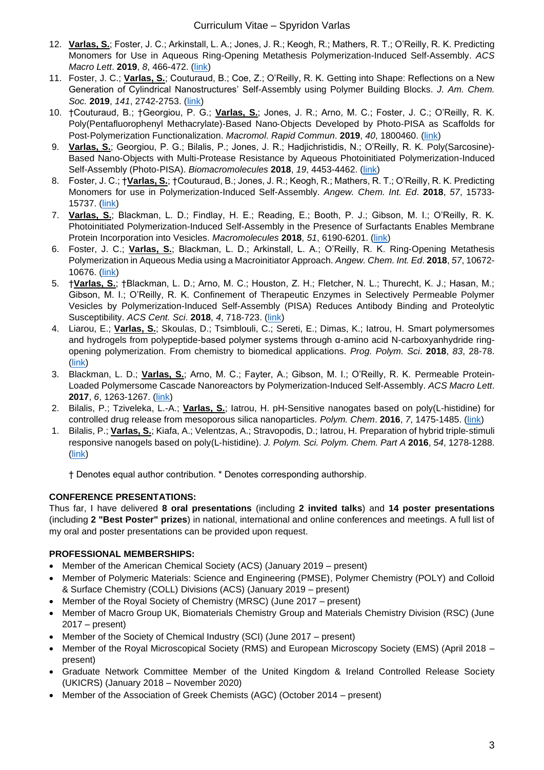12. **Varlas, S.**; Foster, J. C.; Arkinstall, L. A.; Jones, J. R.; Keogh, R.; Mathers, R. T.; O'Reilly, R. K. Predicting Monomers for Use in Aqueous Ring-Opening Metathesis Polymerization-Induced Self-Assembly. *ACS Macro Lett*. **2019**, *8*, 466-472. (link)
11. Foster, J. C.; **Varlas, S.**; Couturaud, B.; Coe, Z.; O'Reilly, R. K. Getting into Shape: Reflections on a New Generation of Cylindrical Nanostructures' Self-Assembly using Polymer Building Blocks. *J. Am. Chem. Soc.* **2019**, *141*, 2742-2753. (link)
10. †Couturaud, B.; †Georgiou, P. G.; **Varlas, S.**; Jones, J. R.; Arno, M. C.; Foster, J. C.; O'Reilly, R. K. Poly(Pentafluorophenyl Methacrylate)-Based Nano-Objects Developed by Photo-PISA as Scaffolds for Post-Polymerization Functionalization. *Macromol. Rapid Commun*. **2019**, *40*, 1800460. (link)
9. **Varlas, S.**; Georgiou, P. G.; Bilalis, P.; Jones, J. R.; Hadjichristidis, N.; O'Reilly, R. K. Poly(Sarcosine)-Based Nano-Objects with Multi-Protease Resistance by Aqueous Photoinitiated Polymerization-Induced Self-Assembly (Photo-PISA). *Biomacromolecules* **2018**, *19*, 4453-4462. (link)
8. Foster, J. C.; †**Varlas, S.**; †Couturaud, B.; Jones, J. R.; Keogh, R.; Mathers, R. T.; O'Reilly, R. K. Predicting Monomers for use in Polymerization-Induced Self-Assembly. *Angew. Chem. Int. Ed*. **2018**, *57*, 15733-15737. (link)
7. **Varlas, S.**; Blackman, L. D.; Findlay, H. E.; Reading, E.; Booth, P. J.; Gibson, M. I.; O'Reilly, R. K. Photoinitiated Polymerization-Induced Self-Assembly in the Presence of Surfactants Enables Membrane Protein Incorporation into Vesicles. *Macromolecules* **2018**, *51*, 6190-6201. (link)
6. Foster, J. C.; **Varlas, S.**; Blackman, L. D.; Arkinstall, L. A.; O'Reilly, R. K. Ring-Opening Metathesis Polymerization in Aqueous Media using a Macroinitiator Approach. *Angew. Chem. Int. Ed*. **2018**, *57*, 10672-10676. (link)
5. †**Varlas, S.**; †Blackman, L. D.; Arno, M. C.; Houston, Z. H.; Fletcher, N. L.; Thurecht, K. J.; Hasan, M.; Gibson, M. I.; O'Reilly, R. K. Confinement of Therapeutic Enzymes in Selectively Permeable Polymer Vesicles by Polymerization-Induced Self-Assembly (PISA) Reduces Antibody Binding and Proteolytic Susceptibility. *ACS Cent. Sci*. **2018**, *4*, 718-723. (link)
4. Liarou, E.; **Varlas, S.**; Skoulas, D.; Tsimblouli, C.; Sereti, E.; Dimas, K.; Iatrou, H. Smart polymersomes and hydrogels from polypeptide-based polymer systems through α-amino acid N-carboxyanhydride ring-opening polymerization. From chemistry to biomedical applications. *Prog. Polym. Sci*. **2018**, *83*, 28-78. (link)
3. Blackman, L. D.; **Varlas, S.**; Arno, M. C.; Fayter, A.; Gibson, M. I.; O'Reilly, R. K. Permeable Protein-Loaded Polymersome Cascade Nanoreactors by Polymerization-Induced Self-Assembly. *ACS Macro Lett*. **2017**, *6*, 1263-1267. (link)
2. Bilalis, P.; Tziveleka, L.-A.; **Varlas, S.**; Iatrou, H. pH-Sensitive nanogates based on poly(L-histidine) for controlled drug release from mesoporous silica nanoparticles. *Polym. Chem*. **2016**, *7*, 1475-1485. (link)
1. Bilalis, P.; **Varlas, S.**; Kiafa, A.; Velentzas, A.; Stravopodis, D.; Iatrou, H. Preparation of hybrid triple-stimuli responsive nanogels based on poly(L-histidine). *J. Polym. Sci. Polym. Chem. Part A* **2016**, *54*, 1278-1288. (link)

† Denotes equal author contribution. * Denotes corresponding authorship.

## CONFERENCE PRESENTATIONS:

Thus far, I have delivered **8 oral presentations** (including **2 invited talks**) and **14 poster presentations** (including **2 "Best Poster" prizes**) in national, international and online conferences and meetings. A full list of my oral and poster presentations can be provided upon request.

## PROFESSIONAL MEMBERSHIPS:

- Member of the American Chemical Society (ACS) (January 2019 – present)
- Member of Polymeric Materials: Science and Engineering (PMSE), Polymer Chemistry (POLY) and Colloid & Surface Chemistry (COLL) Divisions (ACS) (January 2019 – present)
- Member of the Royal Society of Chemistry (MRSC) (June 2017 – present)
- Member of Macro Group UK, Biomaterials Chemistry Group and Materials Chemistry Division (RSC) (June 2017 – present)
- Member of the Society of Chemical Industry (SCI) (June 2017 – present)
- Member of the Royal Microscopical Society (RMS) and European Microscopy Society (EMS) (April 2018 – present)
- Graduate Network Committee Member of the United Kingdom & Ireland Controlled Release Society (UKICRS) (January 2018 – November 2020)
- Member of the Association of Greek Chemists (AGC) (October 2014 – present)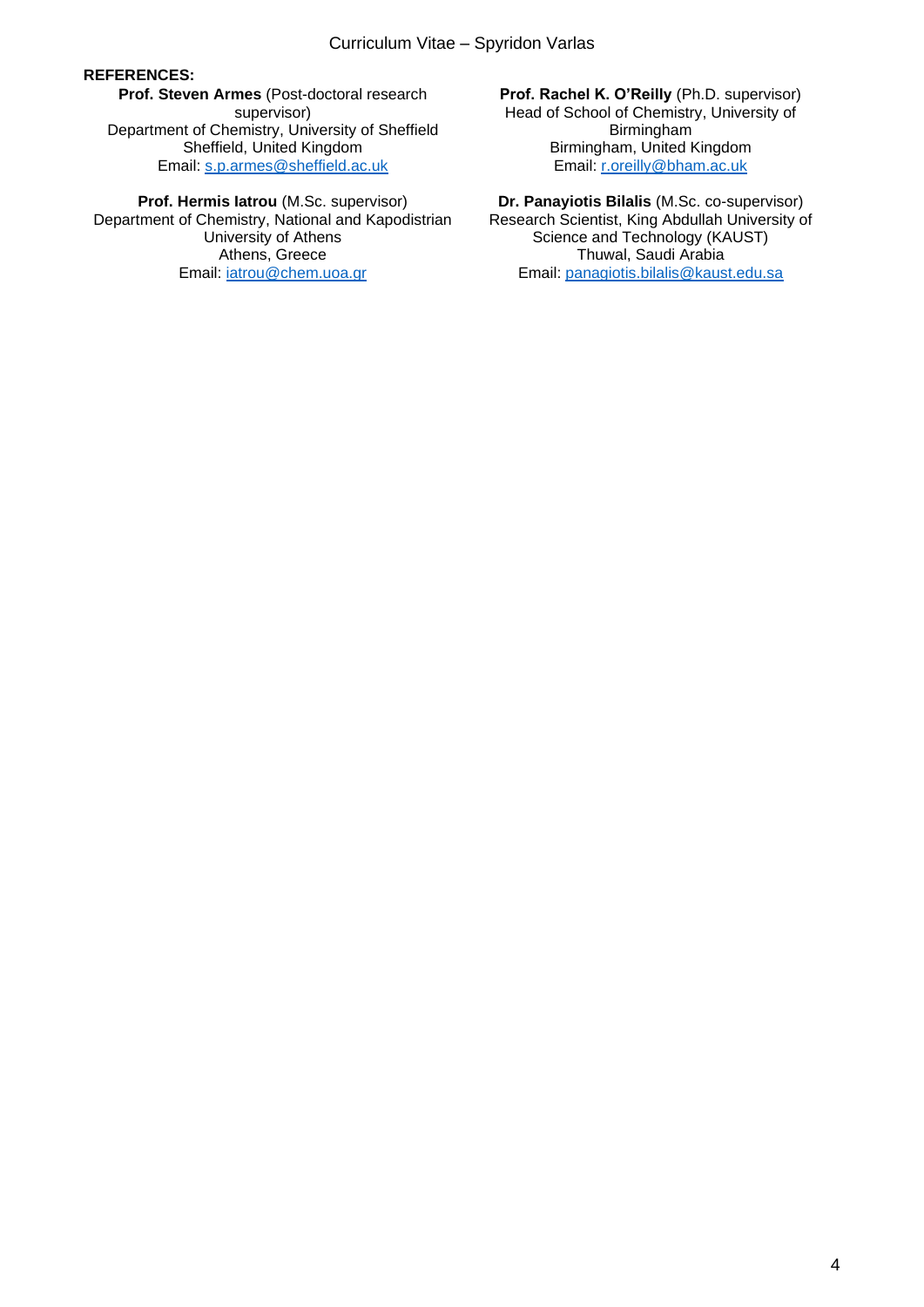**REFERENCES:**

**Prof. Steven Armes** (Post-doctoral research supervisor)
Department of Chemistry, University of Sheffield
Sheffield, United Kingdom
Email: s.p.armes@sheffield.ac.uk

**Prof. Rachel K. O'Reilly** (Ph.D. supervisor)
Head of School of Chemistry, University of Birmingham
Birmingham, United Kingdom
Email: r.oreilly@bham.ac.uk

**Prof. Hermis Iatrou** (M.Sc. supervisor)
Department of Chemistry, National and Kapodistrian University of Athens
Athens, Greece
Email: iatrou@chem.uoa.gr

**Dr. Panayiotis Bilalis** (M.Sc. co-supervisor)
Research Scientist, King Abdullah University of Science and Technology (KAUST)
Thuwal, Saudi Arabia
Email: panagiotis.bilalis@kaust.edu.sa